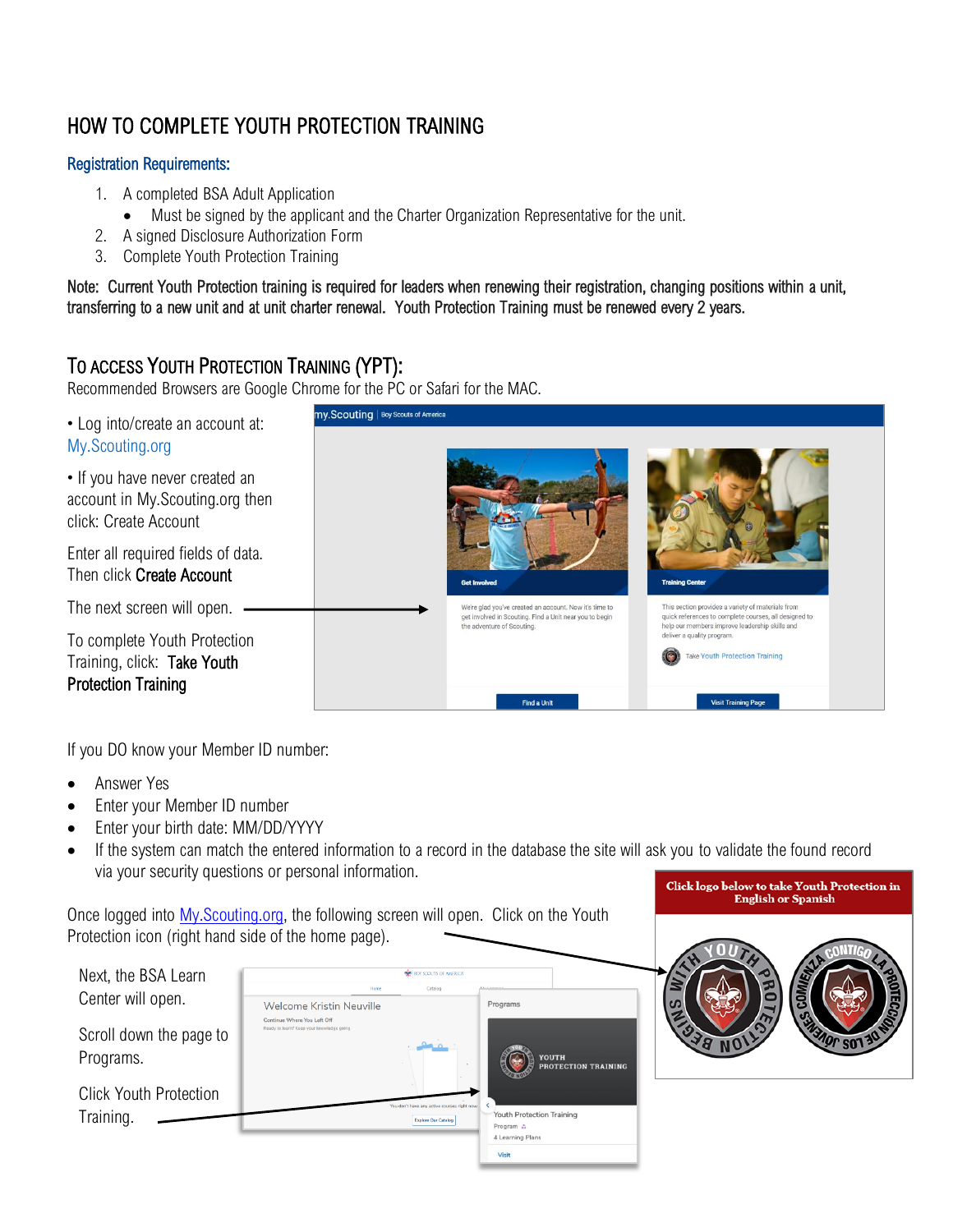# HOW TO COMPLETE YOUTH PROTECTION TRAINING

## Registration Requirements:

1. A completed BSA Adult Application
   - Must be signed by the applicant and the Charter Organization Representative for the unit.
2. A signed Disclosure Authorization Form
3. Complete Youth Protection Training

Note: Current Youth Protection training is required for leaders when renewing their registration, changing positions within a unit, transferring to a new unit and at unit charter renewal. Youth Protection Training must be renewed every 2 years.

## To Access Youth Protection Training (YPT):

Recommended Browsers are Google Chrome for the PC or Safari for the MAC.

- Log into/create an account at: My.Scouting.org
- If you have never created an account in My.Scouting.org then click: Create Account

Enter all required fields of data. Then click **Create Account**

The next screen will open.

To complete Youth Protection Training, click: **Take Youth Protection Training**

If you DO know your Member ID number:

- Answer Yes
- Enter your Member ID number
- Enter your birth date: MM/DD/YYYY
- If the system can match the entered information to a record in the database the site will ask you to validate the found record via your security questions or personal information.

Once logged into My.Scouting.org, the following screen will open. Click on the Youth Protection icon (right hand side of the home page).

**Click logo below to take Youth Protection in English or Spanish**

Next, the BSA Learn Center will open.

Scroll down the page to Programs.

Click Youth Protection Training.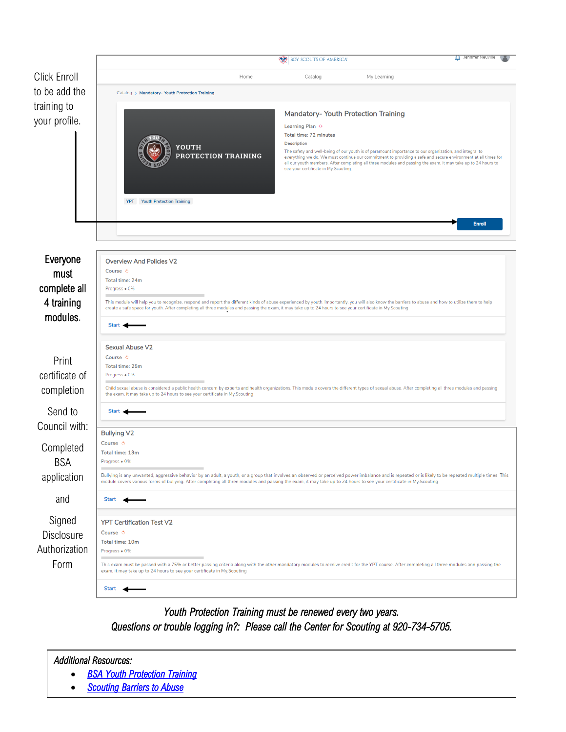Click Enroll to be add the training to your profile.

BOY SCOUTS OF AMERICA — Jennifer Neuville

Home | Catalog | My Learning

Catalog > Mandatory- Youth Protection Training

YOUTH PROTECTION TRAINING

**Mandatory- Youth Protection Training**

Learning Plan

Total time: 72 minutes

Description

The safety and well-being of our youth is of paramount importance to our organization, and integral to everything we do. We must continue our commitment to providing a safe and secure environment at all times for all our youth members. After completing all three modules and passing the exam, it may take up to 24 hours to see your certificate in My.Scouting

YPT | Youth Protection Training

Enroll

**Everyone must complete all 4 training modules.**

Print certificate of completion

Send to Council with:

Completed BSA application

and

Signed Disclosure Authorization Form

**Overview And Policies V2**

Course

Total time: 24m

Progress • 0%

This module will help you to recognize, respond and report the different kinds of abuse experienced by youth. Importantly, you will also know the barriers to abuse and how to utilize them to help create a safe space for youth. After completing all three modules and passing the exam, it may take up to 24 hours to see your certificate in My.Scouting

Start

**Sexual Abuse V2**

Course

Total time: 25m

Progress • 0%

Child sexual abuse is considered a public health concern by experts and health organizations. This module covers the different types of sexual abuse. After completing all three modules and passing the exam, it may take up to 24 hours to see your certificate in My.Scouting

Start

**Bullying V2**

Course

Total time: 13m

Progress • 0%

Bullying is any unwanted, aggressive behavior by an adult, a youth, or a group that involves an observed or perceived power imbalance and is repeated or is likely to be repeated multiple times. This module covers various forms of bullying. After completing all three modules and passing the exam, it may take up to 24 hours to see your certificate in My.Scouting

Start

**YPT Certification Test V2**

Course

Total time: 10m

Progress • 0%

This exam must be passed with a 75% or better passing criteria along with the other mandatory modules to receive credit for the YPT course. After completing all three modules and passing the exam, it may take up to 24 hours to see your certificate in My.Scouting

Start

*Youth Protection Training must be renewed every two years.*
*Questions or trouble logging in?: Please call the Center for Scouting at 920-734-5705.*

*Additional Resources:*

- *BSA Youth Protection Training*
- *Scouting Barriers to Abuse*